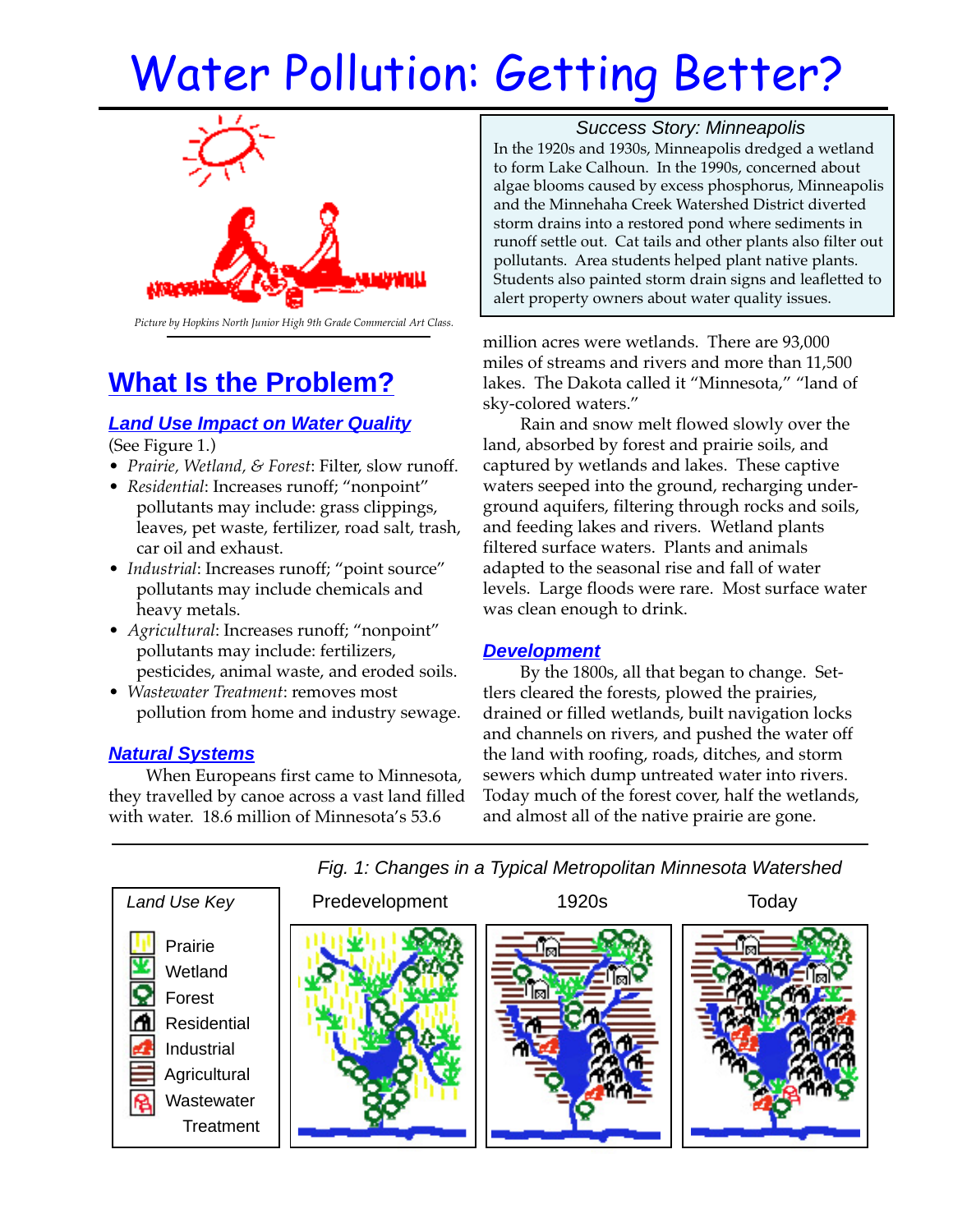# Water Pollution: Getting Better?

Picture by Hopkins North Junior High 9th Grade Commercial Art Class.

## What Is the Problem?

### *Land Use Impact on Water Quality*

(See Figure 1.)

- *Prairie, Wetland, & Forest*: Filter, slow runoff.
- *Residential*: Increases runoff; "nonpoint" pollutants may include: grass clippings, leaves, pet waste, fertilizer, road salt, trash, car oil and exhaust.
- *Industrial*: Increases runoff; "point source" pollutants may include chemicals and heavy metals.
- *Agricultural*: Increases runoff; "nonpoint" pollutants may include: fertilizers, pesticides, animal waste, and eroded soils.
- *Wastewater Treatment*: removes most pollution from home and industry sewage.

### *Natural Systems*

When Europeans first came to Minnesota, they travelled by canoe across a vast land filled with water. 18.6 million of Minnesota's 53.6 million acres were wetlands. There are 93,000 miles of streams and rivers and more than 11,500 lakes. The Dakota called it "Minnesota," "land of sky-colored waters."

Rain and snow melt flowed slowly over the land, absorbed by forest and prairie soils, and captured by wetlands and lakes. These captive waters seeped into the ground, recharging underground aquifers, filtering through rocks and soils, and feeding lakes and rivers. Wetland plants filtered surface waters. Plants and animals adapted to the seasonal rise and fall of water levels. Large floods were rare. Most surface water was clean enough to drink.

> *Success Story: Minneapolis*
>
> In the 1920s and 1930s, Minneapolis dredged a wetland to form Lake Calhoun. In the 1990s, concerned about algae blooms caused by excess phosphorus, Minneapolis and the Minnehaha Creek Watershed District diverted storm drains into a restored pond where sediments in runoff settle out. Cat tails and other plants also filter out pollutants. Area students helped plant native plants. Students also painted storm drain signs and leafletted to alert property owners about water quality issues.

### *Development*

By the 1800s, all that began to change. Settlers cleared the forests, plowed the prairies, drained or filled wetlands, built navigation locks and channels on rivers, and pushed the water off the land with roofing, roads, ditches, and storm sewers which dump untreated water into rivers. Today much of the forest cover, half the wetlands, and almost all of the native prairie are gone.

*Fig. 1: Changes in a Typical Metropolitan Minnesota Watershed*

*Land Use Key*: Prairie, Wetland, Forest, Residential, Industrial, Agricultural, Wastewater Treatment

Predevelopment | 1920s | Today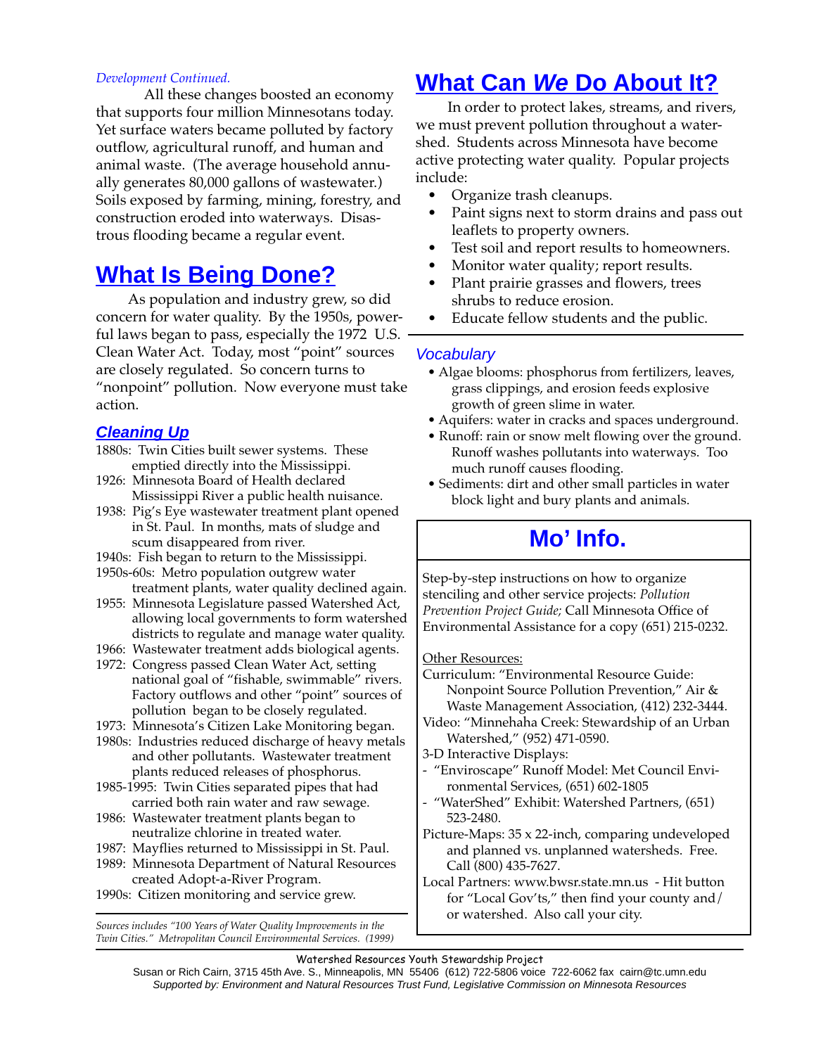*Development Continued.*

All these changes boosted an economy that supports four million Minnesotans today. Yet surface waters became polluted by factory outflow, agricultural runoff, and human and animal waste. (The average household annually generates 80,000 gallons of wastewater.) Soils exposed by farming, mining, forestry, and construction eroded into waterways. Disastrous flooding became a regular event.

## What Is Being Done?

As population and industry grew, so did concern for water quality. By the 1950s, powerful laws began to pass, especially the 1972 U.S. Clean Water Act. Today, most "point" sources are closely regulated. So concern turns to "nonpoint" pollution. Now everyone must take action.

### *Cleaning Up*

1880s: Twin Cities built sewer systems. These emptied directly into the Mississippi.
1926: Minnesota Board of Health declared Mississippi River a public health nuisance.
1938: Pig's Eye wastewater treatment plant opened in St. Paul. In months, mats of sludge and scum disappeared from river.
1940s: Fish began to return to the Mississippi.
1950s-60s: Metro population outgrew water treatment plants, water quality declined again.
1955: Minnesota Legislature passed Watershed Act, allowing local governments to form watershed districts to regulate and manage water quality.
1966: Wastewater treatment adds biological agents.
1972: Congress passed Clean Water Act, setting national goal of "fishable, swimmable" rivers. Factory outflows and other "point" sources of pollution began to be closely regulated.
1973: Minnesota's Citizen Lake Monitoring began.
1980s: Industries reduced discharge of heavy metals and other pollutants. Wastewater treatment plants reduced releases of phosphorus.
1985-1995: Twin Cities separated pipes that had carried both rain water and raw sewage.
1986: Wastewater treatment plants began to neutralize chlorine in treated water.
1987: Mayflies returned to Mississippi in St. Paul.
1989: Minnesota Department of Natural Resources created Adopt-a-River Program.
1990s: Citizen monitoring and service grew.

*Sources includes "100 Years of Water Quality Improvements in the Twin Cities." Metropolitan Council Environmental Services. (1999)*

## What Can *We* Do About It?

In order to protect lakes, streams, and rivers, we must prevent pollution throughout a watershed. Students across Minnesota have become active protecting water quality. Popular projects include:

- Organize trash cleanups.
- Paint signs next to storm drains and pass out leaflets to property owners.
- Test soil and report results to homeowners.
- Monitor water quality; report results.
- Plant prairie grasses and flowers, trees shrubs to reduce erosion.
- Educate fellow students and the public.

### *Vocabulary*

- Algae blooms: phosphorus from fertilizers, leaves, grass clippings, and erosion feeds explosive growth of green slime in water.
- Aquifers: water in cracks and spaces underground.
- Runoff: rain or snow melt flowing over the ground. Runoff washes pollutants into waterways. Too much runoff causes flooding.
- Sediments: dirt and other small particles in water block light and bury plants and animals.

## Mo' Info.

Step-by-step instructions on how to organize stenciling and other service projects: *Pollution Prevention Project Guide;* Call Minnesota Office of Environmental Assistance for a copy (651) 215-0232.

Other Resources:

Curriculum: "Environmental Resource Guide: Nonpoint Source Pollution Prevention," Air & Waste Management Association, (412) 232-3444.
Video: "Minnehaha Creek: Stewardship of an Urban Watershed," (952) 471-0590.
3-D Interactive Displays:
- "Enviroscape" Runoff Model: Met Council Environmental Services, (651) 602-1805
- "WaterShed" Exhibit: Watershed Partners, (651) 523-2480.

Picture-Maps: 35 x 22-inch, comparing undeveloped and planned vs. unplanned watersheds. Free. Call (800) 435-7627.
Local Partners: www.bwsr.state.mn.us - Hit button for "Local Gov'ts," then find your county and/or watershed. Also call your city.

Watershed Resources Youth Stewardship Project
Susan or Rich Cairn, 3715 45th Ave. S., Minneapolis, MN 55406 (612) 722-5806 voice 722-6062 fax cairn@tc.umn.edu
*Supported by: Environment and Natural Resources Trust Fund, Legislative Commission on Minnesota Resources*